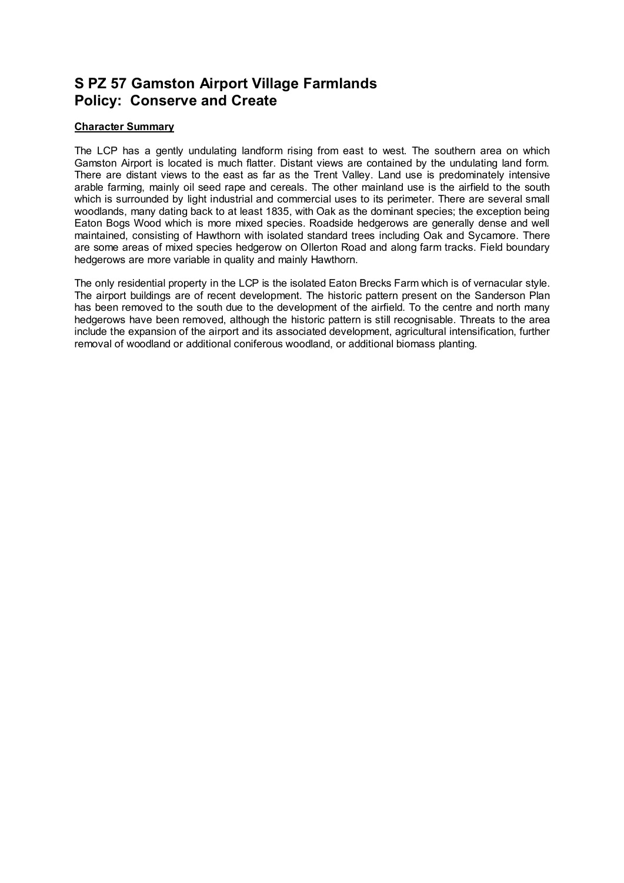# S PZ 57 Gamston Airport Village Farmlands
# Policy: Conserve and Create

**Character Summary**

The LCP has a gently undulating landform rising from east to west. The southern area on which Gamston Airport is located is much flatter. Distant views are contained by the undulating land form. There are distant views to the east as far as the Trent Valley. Land use is predominately intensive arable farming, mainly oil seed rape and cereals. The other mainland use is the airfield to the south which is surrounded by light industrial and commercial uses to its perimeter. There are several small woodlands, many dating back to at least 1835, with Oak as the dominant species; the exception being Eaton Bogs Wood which is more mixed species. Roadside hedgerows are generally dense and well maintained, consisting of Hawthorn with isolated standard trees including Oak and Sycamore. There are some areas of mixed species hedgerow on Ollerton Road and along farm tracks. Field boundary hedgerows are more variable in quality and mainly Hawthorn.

The only residential property in the LCP is the isolated Eaton Brecks Farm which is of vernacular style. The airport buildings are of recent development. The historic pattern present on the Sanderson Plan has been removed to the south due to the development of the airfield. To the centre and north many hedgerows have been removed, although the historic pattern is still recognisable. Threats to the area include the expansion of the airport and its associated development, agricultural intensification, further removal of woodland or additional coniferous woodland, or additional biomass planting.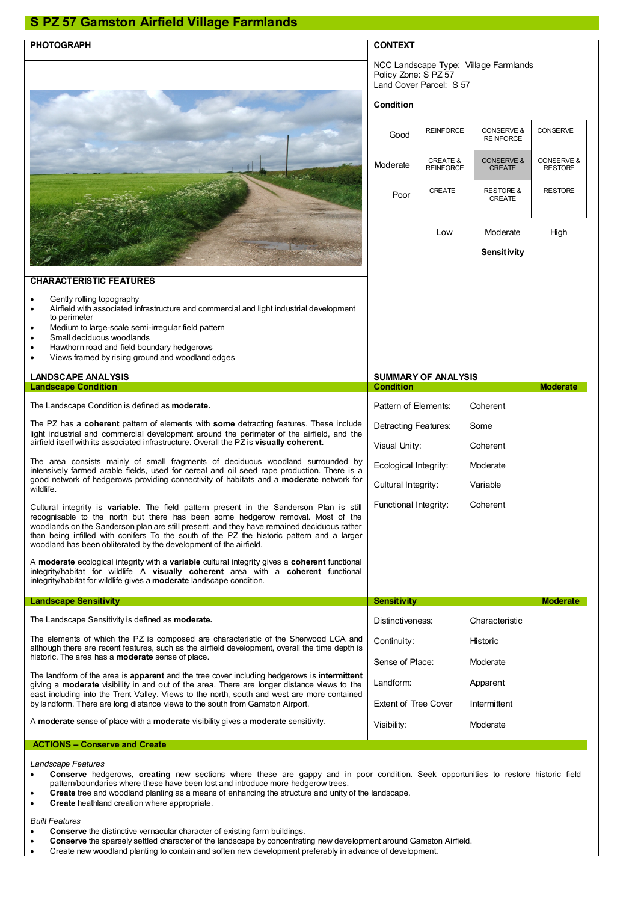# S PZ 57 Gamston Airfield Village Farmlands

## PHOTOGRAPH

## CONTEXT

NCC Landscape Type: Village Farmlands
Policy Zone: S PZ 57
Land Cover Parcel: S 57

**Condition**

| | | | |
|---|---|---|---|
| Good | REINFORCE | CONSERVE & REINFORCE | CONSERVE |
| Moderate | CREATE & REINFORCE | CONSERVE & CREATE | CONSERVE & RESTORE |
| Poor | CREATE | RESTORE & CREATE | RESTORE |
| | Low | Moderate | High |

**Sensitivity**

## CHARACTERISTIC FEATURES

- Gently rolling topography
- Airfield with associated infrastructure and commercial and light industrial development to perimeter
- Medium to large-scale semi-irregular field pattern
- Small deciduous woodlands
- Hawthorn road and field boundary hedgerows
- Views framed by rising ground and woodland edges

## LANDSCAPE ANALYSIS

### Landscape Condition

The Landscape Condition is defined as **moderate.**

The PZ has a **coherent** pattern of elements with **some** detracting features. These include light industrial and commercial development around the perimeter of the airfield, and the airfield itself with its associated infrastructure. Overall the PZ is **visually coherent.**

The area consists mainly of small fragments of deciduous woodland surrounded by intensively farmed arable fields, used for cereal and oil seed rape production. There is a good network of hedgerows providing connectivity of habitats and a **moderate** network for wildlife.

Cultural integrity is **variable.** The field pattern present in the Sanderson Plan is still recognisable to the north but there has been some hedgerow removal. Most of the woodlands on the Sanderson plan are still present, and they have remained deciduous rather than being infilled with conifers To the south of the PZ the historic pattern and a larger woodland has been obliterated by the development of the airfield.

A **moderate** ecological integrity with a **variable** cultural integrity gives a **coherent** functional integrity/habitat for wildlife A **visually coherent** area with a **coherent** functional integrity/habitat for wildlife gives a **moderate** landscape condition.

## SUMMARY OF ANALYSIS

| Condition | Moderate |
|---|---|
| Pattern of Elements: | Coherent |
| Detracting Features: | Some |
| Visual Unity: | Coherent |
| Ecological Integrity: | Moderate |
| Cultural Integrity: | Variable |
| Functional Integrity: | Coherent |

### Landscape Sensitivity

The Landscape Sensitivity is defined as **moderate.**

The elements of which the PZ is composed are characteristic of the Sherwood LCA and although there are recent features, such as the airfield development, overall the time depth is historic. The area has a **moderate** sense of place.

The landform of the area is **apparent** and the tree cover including hedgerows is **intermittent** giving a **moderate** visibility in and out of the area. There are longer distance views to the east including into the Trent Valley. Views to the north, south and west are more contained by landform. There are long distance views to the south from Gamston Airport.

A **moderate** sense of place with a **moderate** visibility gives a **moderate** sensitivity.

| Sensitivity | Moderate |
|---|---|
| Distinctiveness: | Characteristic |
| Continuity: | Historic |
| Sense of Place: | Moderate |
| Landform: | Apparent |
| Extent of Tree Cover | Intermittent |
| Visibility: | Moderate |

## ACTIONS – Conserve and Create

*Landscape Features*

- **Conserve** hedgerows, **creating** new sections where these are gappy and in poor condition. Seek opportunities to restore historic field pattern/boundaries where these have been lost and introduce more hedgerow trees.
- **Create** tree and woodland planting as a means of enhancing the structure and unity of the landscape.
- **Create** heathland creation where appropriate.

*Built Features*

- **Conserve** the distinctive vernacular character of existing farm buildings.
- **Conserve** the sparsely settled character of the landscape by concentrating new development around Gamston Airfield.
- Create new woodland planting to contain and soften new development preferably in advance of development.